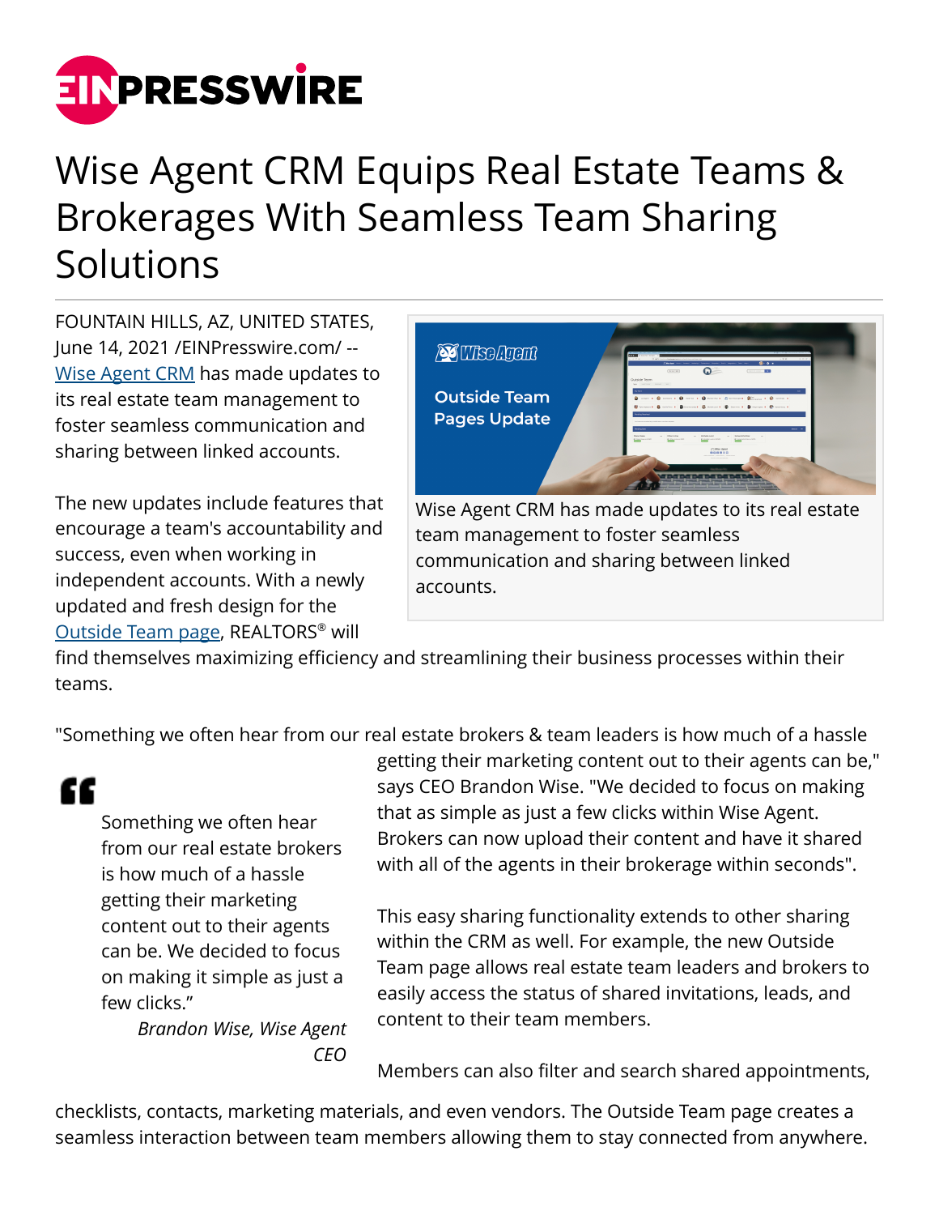# Wise Agent CRM Equips Real Estate Teams & Brokerages With Seamless Team Sharing Solutions

FOUNTAIN HILLS, AZ, UNITED STATES, June 14, 2021 /EINPresswire.com/ -- Wise Agent CRM has made updates to its real estate team management to foster seamless communication and sharing between linked accounts.

Wise Agent CRM has made updates to its real estate team management to foster seamless communication and sharing between linked accounts.

The new updates include features that encourage a team's accountability and success, even when working in independent accounts. With a newly updated and fresh design for the Outside Team page, REALTORS® will find themselves maximizing efficiency and streamlining their business processes within their teams.

"Something we often hear from our real estate brokers & team leaders is how much of a hassle getting their marketing content out to their agents can be," says CEO Brandon Wise. "We decided to focus on making that as simple as just a few clicks within Wise Agent. Brokers can now upload their content and have it shared with all of the agents in their brokerage within seconds".

> Something we often hear from our real estate brokers is how much of a hassle getting their marketing content out to their agents can be. We decided to focus on making it simple as just a few clicks."
>
> *Brandon Wise, Wise Agent CEO*

This easy sharing functionality extends to other sharing within the CRM as well. For example, the new Outside Team page allows real estate team leaders and brokers to easily access the status of shared invitations, leads, and content to their team members.

Members can also filter and search shared appointments, checklists, contacts, marketing materials, and even vendors. The Outside Team page creates a seamless interaction between team members allowing them to stay connected from anywhere.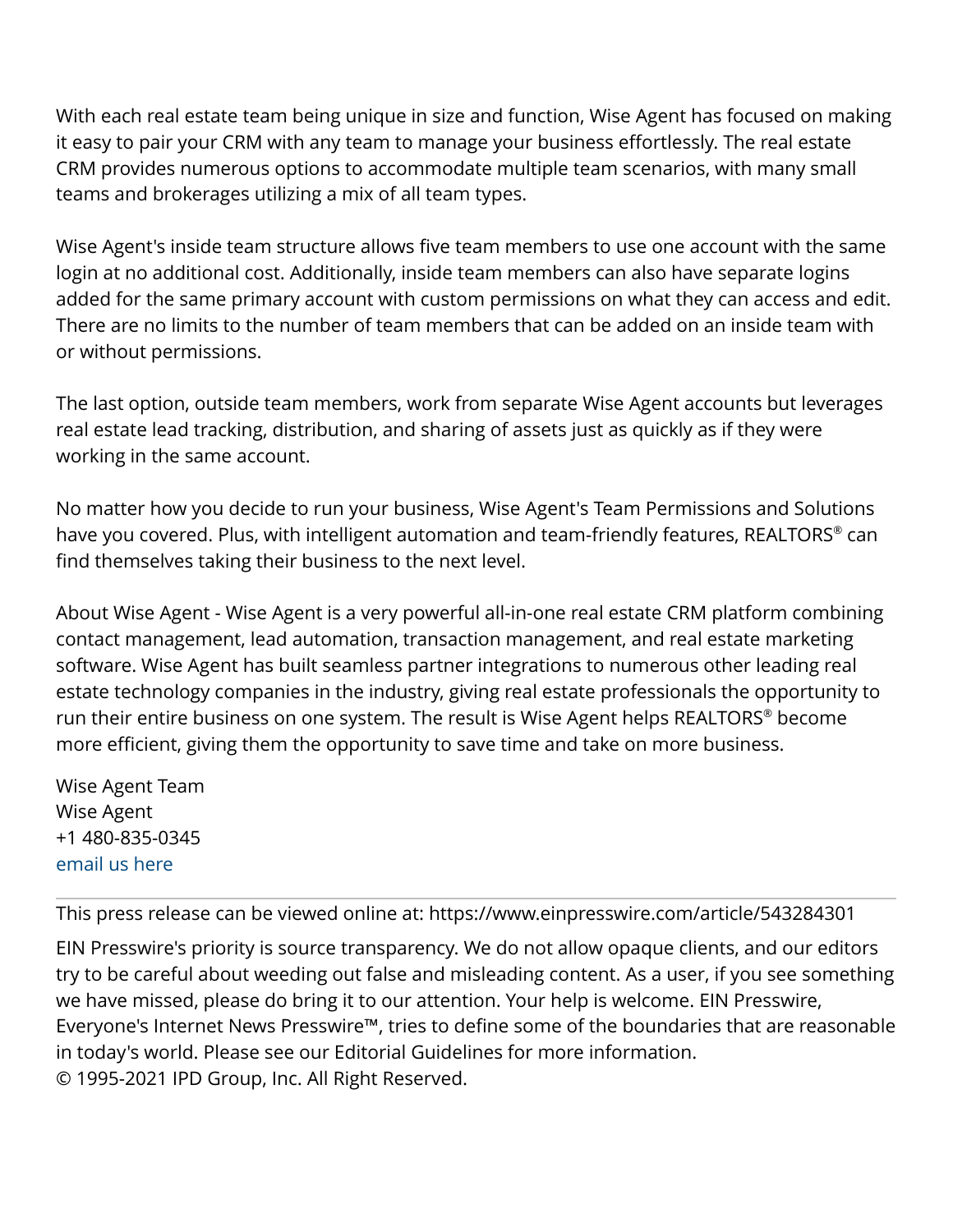With each real estate team being unique in size and function, Wise Agent has focused on making it easy to pair your CRM with any team to manage your business effortlessly. The real estate CRM provides numerous options to accommodate multiple team scenarios, with many small teams and brokerages utilizing a mix of all team types.

Wise Agent's inside team structure allows five team members to use one account with the same login at no additional cost. Additionally, inside team members can also have separate logins added for the same primary account with custom permissions on what they can access and edit. There are no limits to the number of team members that can be added on an inside team with or without permissions.

The last option, outside team members, work from separate Wise Agent accounts but leverages real estate lead tracking, distribution, and sharing of assets just as quickly as if they were working in the same account.

No matter how you decide to run your business, Wise Agent's Team Permissions and Solutions have you covered. Plus, with intelligent automation and team-friendly features, REALTORS® can find themselves taking their business to the next level.

About Wise Agent - Wise Agent is a very powerful all-in-one real estate CRM platform combining contact management, lead automation, transaction management, and real estate marketing software. Wise Agent has built seamless partner integrations to numerous other leading real estate technology companies in the industry, giving real estate professionals the opportunity to run their entire business on one system. The result is Wise Agent helps REALTORS® become more efficient, giving them the opportunity to save time and take on more business.

Wise Agent Team
Wise Agent
+1 480-835-0345
email us here

---

This press release can be viewed online at: https://www.einpresswire.com/article/543284301

EIN Presswire's priority is source transparency. We do not allow opaque clients, and our editors try to be careful about weeding out false and misleading content. As a user, if you see something we have missed, please do bring it to our attention. Your help is welcome. EIN Presswire, Everyone's Internet News Presswire™, tries to define some of the boundaries that are reasonable in today's world. Please see our Editorial Guidelines for more information.
© 1995-2021 IPD Group, Inc. All Right Reserved.